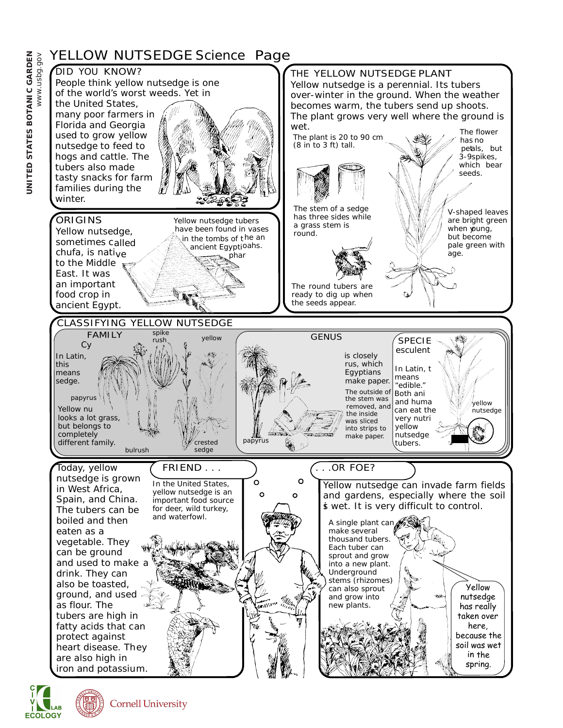# YELLOW NUTSEDGE Science Page

UNITED STATES BOTANIC GARDEN
www.usbg.gov

## DID YOU KNOW?

People think yellow nutsedge is one of the world's worst weeds. Yet in the United States, many poor farmers in Florida and Georgia used to grow yellow nutsedge to feed to hogs and cattle. The tubers also made tasty snacks for farm families during the winter.

## THE YELLOW NUTSEDGE PLANT

Yellow nutsedge is a perennial. Its tubers over-winter in the ground. When the weather becomes warm, the tubers send up shoots. The plant grows very well where the ground is wet.

The plant is 20 to 90 cm (8 in to 3 ft) tall.

The flower has no petals, but 3-9spikes, which bear seeds.

The stem of a sedge has three sides while a grass stem is round.

V-shaped leaves are bright green when young, but become pale green with age.

The round tubers are ready to dig up when the seeds appear.

## ORIGINS

Yellow nutsedge, sometimes called chufa, is native to the Middle East. It was an important food crop in ancient Egypt.

Yellow nutsedge tubers have been found in vases in the tombs of the ancient Egyptian pharoahs.

## CLASSIFYING YELLOW NUTSEDGE

### FAMILY

Cy

In Latin, this means sedge.

Yellow nu looks a lot grass, but belongs to completely different family.

spike rush, yellow, papyrus, bulrush, crested sedge

### GENUS

is closely rus, which Egyptians make paper.

The outside of the stem was removed, and the inside was sliced into strips to make paper.

papyrus

### SPECIE

esculent

In Latin, t means "edible."

Both ani and huma can eat the very nutri yellow nutsedge tubers.

yellow nutsedge

Today, yellow nutsedge is grown in West Africa, Spain, and China. The tubers can be boiled and then eaten as a vegetable. They can be ground and used to make a drink. They can also be toasted, ground, and used as flour. The tubers are high in fatty acids that can protect against heart disease. They are also high in iron and potassium.

## FRIEND . . .

In the United States, yellow nutsedge is an important food source for deer, wild turkey, and waterfowl.

## . . .OR FOE?

Yellow nutsedge can invade farm fields and gardens, especially where the soil is wet. It is very difficult to control.

A single plant can make several thousand tubers. Each tuber can sprout and grow into a new plant. Underground stems (rhizomes) can also sprout and grow into new plants.

Yellow nutsedge has really taken over here, because the soil was wet in the spring.

CIVIC ECOLOGY LAB

Cornell University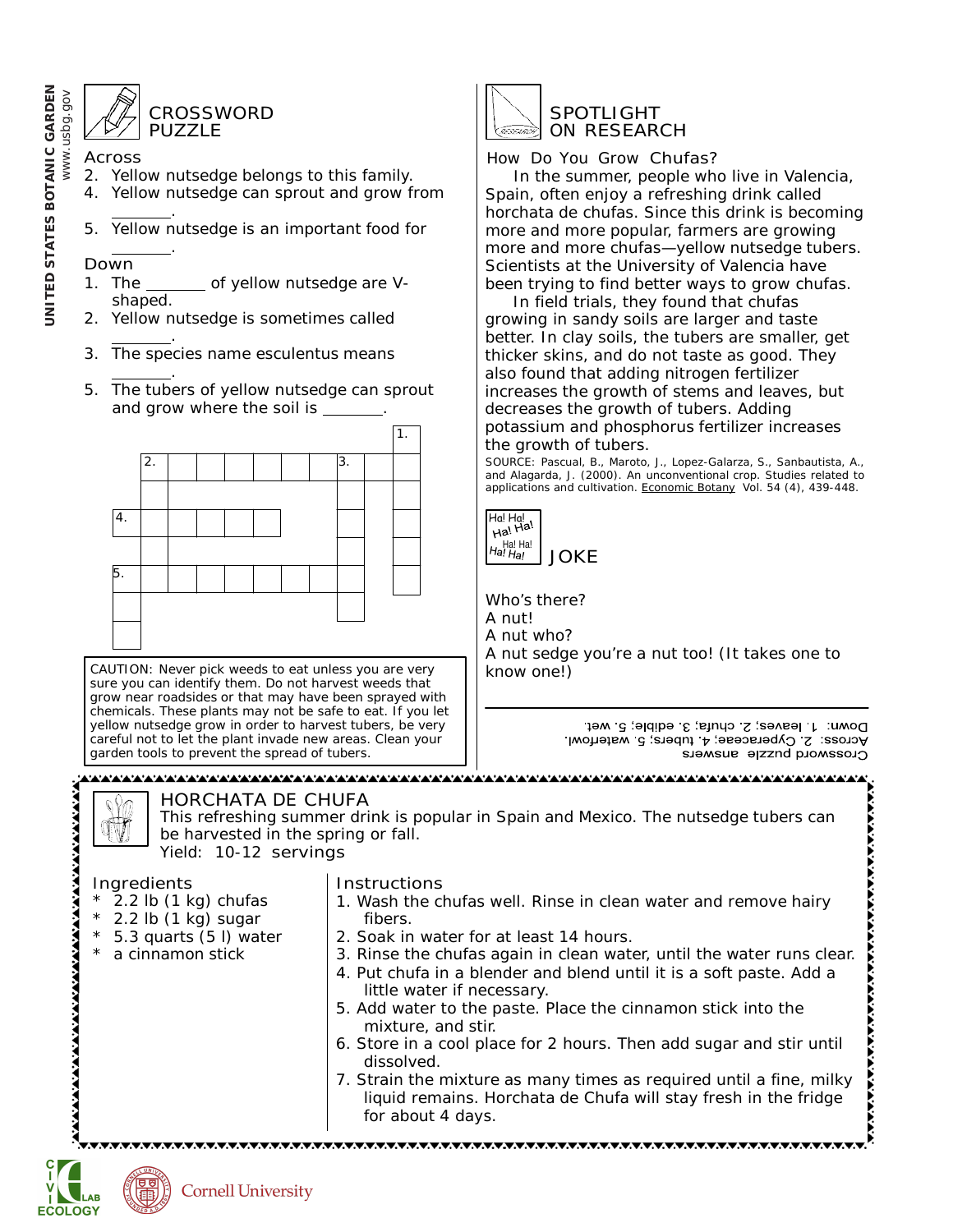UNITED STATES BOTANIC GARDEN
www.usbg.gov

## CROSSWORD PUZZLE

Across
2. Yellow nutsedge belongs to this family.
4. Yellow nutsedge can sprout and grow from _______.
5. Yellow nutsedge is an important food for _______.

Down
1. The _______ of yellow nutsedge are V-shaped.
2. Yellow nutsedge is sometimes called _______.
3. The species name esculentus means _______.
5. The tubers of yellow nutsedge can sprout and grow where the soil is _______.

CAUTION: Never pick weeds to eat unless you are very sure you can identify them. Do not harvest weeds that grow near roadsides or that may have been sprayed with chemicals. These plants may not be safe to eat. If you let yellow nutsedge grow in order to harvest tubers, be very careful not to let the plant invade new areas. Clean your garden tools to prevent the spread of tubers.

## SPOTLIGHT ON RESEARCH

How Do You Grow Chufas?

In the summer, people who live in Valencia, Spain, often enjoy a refreshing drink called horchata de chufas. Since this drink is becoming more and more popular, farmers are growing more and more chufas—yellow nutsedge tubers. Scientists at the University of Valencia have been trying to find better ways to grow chufas.

In field trials, they found that chufas growing in sandy soils are larger and taste better. In clay soils, the tubers are smaller, get thicker skins, and do not taste as good. They also found that adding nitrogen fertilizer increases the growth of stems and leaves, but decreases the growth of tubers. Adding potassium and phosphorus fertilizer increases the growth of tubers.

SOURCE: Pascual, B., Maroto, J., Lopez-Galarza, S., Sanbautista, A., and Alagarda, J. (2000). An unconventional crop. Studies related to applications and cultivation. Economic Botany Vol. 54 (4), 439-448.

## JOKE

Who's there?
A nut!
A nut who?
A nut sedge you're a nut too! (It takes one to know one!)

Crossword puzzle answers
Across: 2. Cyperaceae; 4. tubers; 5. waterfowl.
Down: 1. leaves; 2. chufa; 3. edible; 5. wet.

## HORCHATA DE CHUFA

This refreshing summer drink is popular in Spain and Mexico. The nutsedge tubers can be harvested in the spring or fall.
Yield: 10-12 servings

Ingredients
* 2.2 lb (1 kg) chufas
* 2.2 lb (1 kg) sugar
* 5.3 quarts (5 l) water
* a cinnamon stick

Instructions
1. Wash the chufas well. Rinse in clean water and remove hairy fibers.
2. Soak in water for at least 14 hours.
3. Rinse the chufas again in clean water, until the water runs clear.
4. Put chufa in a blender and blend until it is a soft paste. Add a little water if necessary.
5. Add water to the paste. Place the cinnamon stick into the mixture, and stir.
6. Store in a cool place for 2 hours. Then add sugar and stir until dissolved.
7. Strain the mixture as many times as required until a fine, milky liquid remains. Horchata de Chufa will stay fresh in the fridge for about 4 days.

CIVIL ECOLOGY LAB
Cornell University